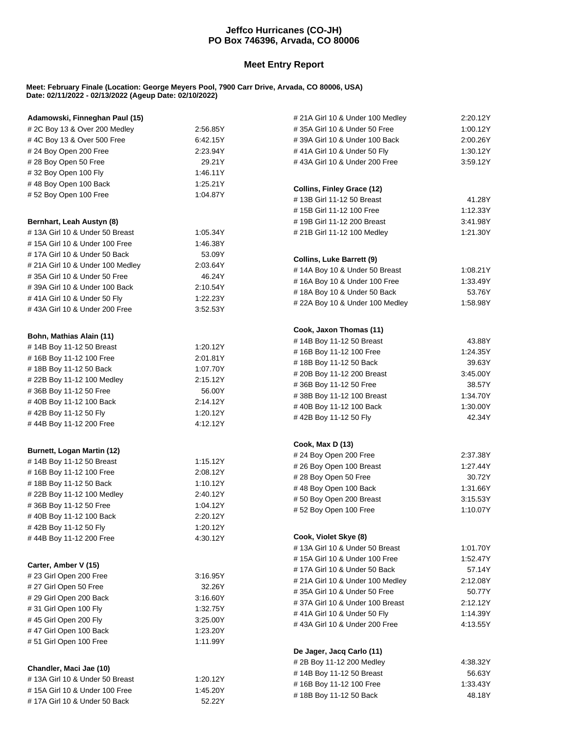**Jeffco Hurricanes (CO-JH)**
**PO Box 746396, Arvada, CO 80006**

## Meet Entry Report

**Meet: February Finale (Location: George Meyers Pool, 7900 Carr Drive, Arvada, CO 80006, USA)**
**Date: 02/11/2022 - 02/13/2022 (Ageup Date: 02/10/2022)**

**Adamowski, Finneghan Paul (15)**

| Event | Time |
|---|---|
| # 2C Boy 13 & Over 200 Medley | 2:56.85Y |
| # 4C Boy 13 & Over 500 Free | 6:42.15Y |
| # 24 Boy Open 200 Free | 2:23.94Y |
| # 28 Boy Open 50 Free | 29.21Y |
| # 32 Boy Open 100 Fly | 1:46.11Y |
| # 48 Boy Open 100 Back | 1:25.21Y |
| # 52 Boy Open 100 Free | 1:04.87Y |

**Bernhart, Leah Austyn (8)**

| Event | Time |
|---|---|
| # 13A Girl 10 & Under 50 Breast | 1:05.34Y |
| # 15A Girl 10 & Under 100 Free | 1:46.38Y |
| # 17A Girl 10 & Under 50 Back | 53.09Y |
| # 21A Girl 10 & Under 100 Medley | 2:03.64Y |
| # 35A Girl 10 & Under 50 Free | 46.24Y |
| # 39A Girl 10 & Under 100 Back | 2:10.54Y |
| # 41A Girl 10 & Under 50 Fly | 1:22.23Y |
| # 43A Girl 10 & Under 200 Free | 3:52.53Y |

**Bohn, Mathias Alain (11)**

| Event | Time |
|---|---|
| # 14B Boy 11-12 50 Breast | 1:20.12Y |
| # 16B Boy 11-12 100 Free | 2:01.81Y |
| # 18B Boy 11-12 50 Back | 1:07.70Y |
| # 22B Boy 11-12 100 Medley | 2:15.12Y |
| # 36B Boy 11-12 50 Free | 56.00Y |
| # 40B Boy 11-12 100 Back | 2:14.12Y |
| # 42B Boy 11-12 50 Fly | 1:20.12Y |
| # 44B Boy 11-12 200 Free | 4:12.12Y |

**Burnett, Logan Martin (12)**

| Event | Time |
|---|---|
| # 14B Boy 11-12 50 Breast | 1:15.12Y |
| # 16B Boy 11-12 100 Free | 2:08.12Y |
| # 18B Boy 11-12 50 Back | 1:10.12Y |
| # 22B Boy 11-12 100 Medley | 2:40.12Y |
| # 36B Boy 11-12 50 Free | 1:04.12Y |
| # 40B Boy 11-12 100 Back | 2:20.12Y |
| # 42B Boy 11-12 50 Fly | 1:20.12Y |
| # 44B Boy 11-12 200 Free | 4:30.12Y |

**Carter, Amber V (15)**

| Event | Time |
|---|---|
| # 23 Girl Open 200 Free | 3:16.95Y |
| # 27 Girl Open 50 Free | 32.26Y |
| # 29 Girl Open 200 Back | 3:16.60Y |
| # 31 Girl Open 100 Fly | 1:32.75Y |
| # 45 Girl Open 200 Fly | 3:25.00Y |
| # 47 Girl Open 100 Back | 1:23.20Y |
| # 51 Girl Open 100 Free | 1:11.99Y |

**Chandler, Maci Jae (10)**

| Event | Time |
|---|---|
| # 13A Girl 10 & Under 50 Breast | 1:20.12Y |
| # 15A Girl 10 & Under 100 Free | 1:45.20Y |
| # 17A Girl 10 & Under 50 Back | 52.22Y |
| # 21A Girl 10 & Under 100 Medley | 2:20.12Y |
| # 35A Girl 10 & Under 50 Free | 1:00.12Y |
| # 39A Girl 10 & Under 100 Back | 2:00.26Y |
| # 41A Girl 10 & Under 50 Fly | 1:30.12Y |
| # 43A Girl 10 & Under 200 Free | 3:59.12Y |

**Collins, Finley Grace (12)**

| Event | Time |
|---|---|
| # 13B Girl 11-12 50 Breast | 41.28Y |
| # 15B Girl 11-12 100 Free | 1:12.33Y |
| # 19B Girl 11-12 200 Breast | 3:41.98Y |
| # 21B Girl 11-12 100 Medley | 1:21.30Y |

**Collins, Luke Barrett (9)**

| Event | Time |
|---|---|
| # 14A Boy 10 & Under 50 Breast | 1:08.21Y |
| # 16A Boy 10 & Under 100 Free | 1:33.49Y |
| # 18A Boy 10 & Under 50 Back | 53.76Y |
| # 22A Boy 10 & Under 100 Medley | 1:58.98Y |

**Cook, Jaxon Thomas (11)**

| Event | Time |
|---|---|
| # 14B Boy 11-12 50 Breast | 43.88Y |
| # 16B Boy 11-12 100 Free | 1:24.35Y |
| # 18B Boy 11-12 50 Back | 39.63Y |
| # 20B Boy 11-12 200 Breast | 3:45.00Y |
| # 36B Boy 11-12 50 Free | 38.57Y |
| # 38B Boy 11-12 100 Breast | 1:34.70Y |
| # 40B Boy 11-12 100 Back | 1:30.00Y |
| # 42B Boy 11-12 50 Fly | 42.34Y |

**Cook, Max D (13)**

| Event | Time |
|---|---|
| # 24 Boy Open 200 Free | 2:37.38Y |
| # 26 Boy Open 100 Breast | 1:27.44Y |
| # 28 Boy Open 50 Free | 30.72Y |
| # 48 Boy Open 100 Back | 1:31.66Y |
| # 50 Boy Open 200 Breast | 3:15.53Y |
| # 52 Boy Open 100 Free | 1:10.07Y |

**Cook, Violet Skye (8)**

| Event | Time |
|---|---|
| # 13A Girl 10 & Under 50 Breast | 1:01.70Y |
| # 15A Girl 10 & Under 100 Free | 1:52.47Y |
| # 17A Girl 10 & Under 50 Back | 57.14Y |
| # 21A Girl 10 & Under 100 Medley | 2:12.08Y |
| # 35A Girl 10 & Under 50 Free | 50.77Y |
| # 37A Girl 10 & Under 100 Breast | 2:12.12Y |
| # 41A Girl 10 & Under 50 Fly | 1:14.39Y |
| # 43A Girl 10 & Under 200 Free | 4:13.55Y |

**De Jager, Jacq Carlo (11)**

| Event | Time |
|---|---|
| # 2B Boy 11-12 200 Medley | 4:38.32Y |
| # 14B Boy 11-12 50 Breast | 56.63Y |
| # 16B Boy 11-12 100 Free | 1:33.43Y |
| # 18B Boy 11-12 50 Back | 48.18Y |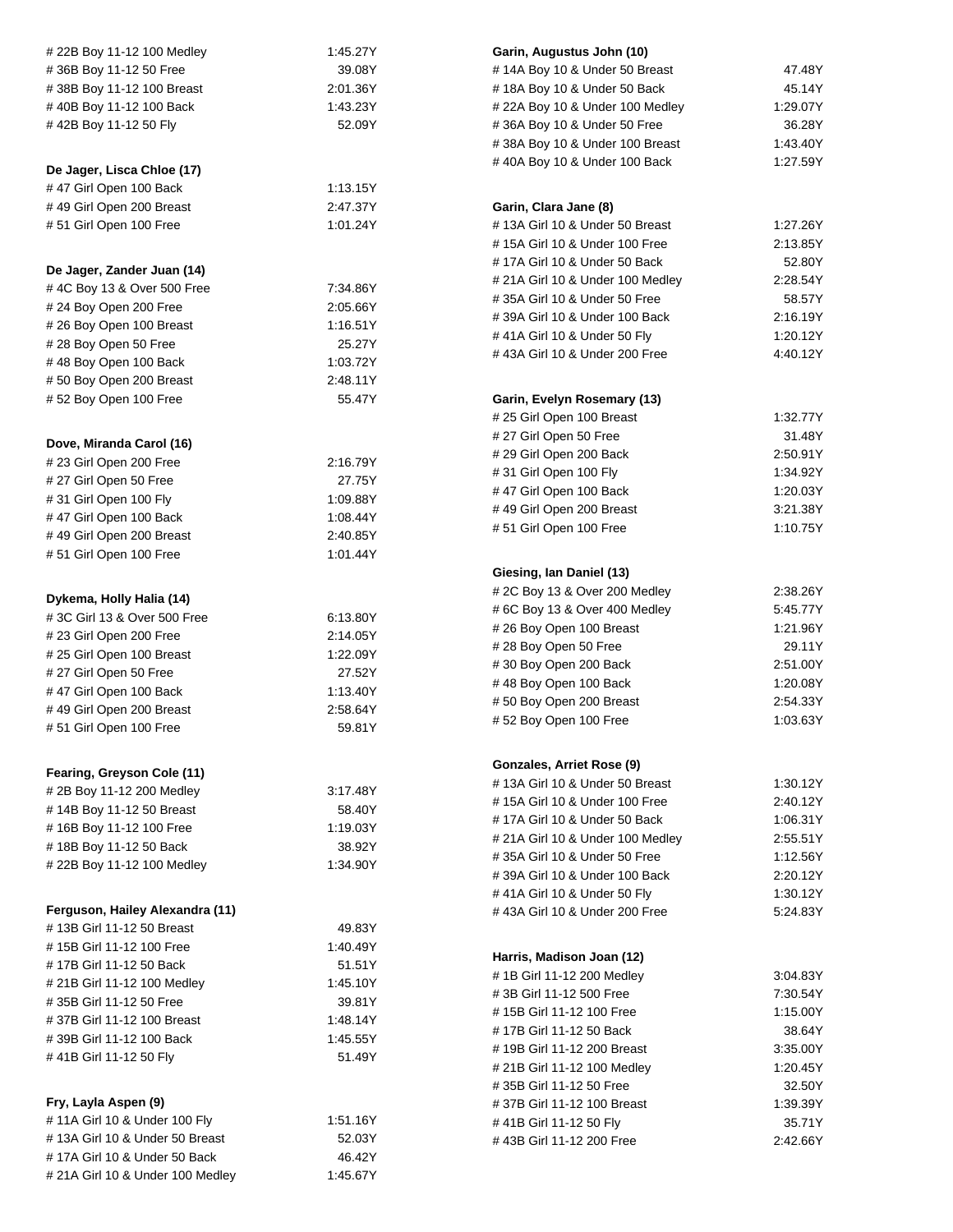# 22B Boy 11-12 100 Medley 1:45.27Y
# 36B Boy 11-12 50 Free 39.08Y
# 38B Boy 11-12 100 Breast 2:01.36Y
# 40B Boy 11-12 100 Back 1:43.23Y
# 42B Boy 11-12 50 Fly 52.09Y

**De Jager, Lisca Chloe (17)**

| Event | Time |
|---|---|
| # 47 Girl Open 100 Back | 1:13.15Y |
| # 49 Girl Open 200 Breast | 2:47.37Y |
| # 51 Girl Open 100 Free | 1:01.24Y |

**De Jager, Zander Juan (14)**

| Event | Time |
|---|---|
| # 4C Boy 13 & Over 500 Free | 7:34.86Y |
| # 24 Boy Open 200 Free | 2:05.66Y |
| # 26 Boy Open 100 Breast | 1:16.51Y |
| # 28 Boy Open 50 Free | 25.27Y |
| # 48 Boy Open 100 Back | 1:03.72Y |
| # 50 Boy Open 200 Breast | 2:48.11Y |
| # 52 Boy Open 100 Free | 55.47Y |

**Dove, Miranda Carol (16)**

| Event | Time |
|---|---|
| # 23 Girl Open 200 Free | 2:16.79Y |
| # 27 Girl Open 50 Free | 27.75Y |
| # 31 Girl Open 100 Fly | 1:09.88Y |
| # 47 Girl Open 100 Back | 1:08.44Y |
| # 49 Girl Open 200 Breast | 2:40.85Y |
| # 51 Girl Open 100 Free | 1:01.44Y |

**Dykema, Holly Halia (14)**

| Event | Time |
|---|---|
| # 3C Girl 13 & Over 500 Free | 6:13.80Y |
| # 23 Girl Open 200 Free | 2:14.05Y |
| # 25 Girl Open 100 Breast | 1:22.09Y |
| # 27 Girl Open 50 Free | 27.52Y |
| # 47 Girl Open 100 Back | 1:13.40Y |
| # 49 Girl Open 200 Breast | 2:58.64Y |
| # 51 Girl Open 100 Free | 59.81Y |

**Fearing, Greyson Cole (11)**

| Event | Time |
|---|---|
| # 2B Boy 11-12 200 Medley | 3:17.48Y |
| # 14B Boy 11-12 50 Breast | 58.40Y |
| # 16B Boy 11-12 100 Free | 1:19.03Y |
| # 18B Boy 11-12 50 Back | 38.92Y |
| # 22B Boy 11-12 100 Medley | 1:34.90Y |

**Ferguson, Hailey Alexandra (11)**

| Event | Time |
|---|---|
| # 13B Girl 11-12 50 Breast | 49.83Y |
| # 15B Girl 11-12 100 Free | 1:40.49Y |
| # 17B Girl 11-12 50 Back | 51.51Y |
| # 21B Girl 11-12 100 Medley | 1:45.10Y |
| # 35B Girl 11-12 50 Free | 39.81Y |
| # 37B Girl 11-12 100 Breast | 1:48.14Y |
| # 39B Girl 11-12 100 Back | 1:45.55Y |
| # 41B Girl 11-12 50 Fly | 51.49Y |

**Fry, Layla Aspen (9)**

| Event | Time |
|---|---|
| # 11A Girl 10 & Under 100 Fly | 1:51.16Y |
| # 13A Girl 10 & Under 50 Breast | 52.03Y |
| # 17A Girl 10 & Under 50 Back | 46.42Y |
| # 21A Girl 10 & Under 100 Medley | 1:45.67Y |

**Garin, Augustus John (10)**

| Event | Time |
|---|---|
| # 14A Boy 10 & Under 50 Breast | 47.48Y |
| # 18A Boy 10 & Under 50 Back | 45.14Y |
| # 22A Boy 10 & Under 100 Medley | 1:29.07Y |
| # 36A Boy 10 & Under 50 Free | 36.28Y |
| # 38A Boy 10 & Under 100 Breast | 1:43.40Y |
| # 40A Boy 10 & Under 100 Back | 1:27.59Y |

**Garin, Clara Jane (8)**

| Event | Time |
|---|---|
| # 13A Girl 10 & Under 50 Breast | 1:27.26Y |
| # 15A Girl 10 & Under 100 Free | 2:13.85Y |
| # 17A Girl 10 & Under 50 Back | 52.80Y |
| # 21A Girl 10 & Under 100 Medley | 2:28.54Y |
| # 35A Girl 10 & Under 50 Free | 58.57Y |
| # 39A Girl 10 & Under 100 Back | 2:16.19Y |
| # 41A Girl 10 & Under 50 Fly | 1:20.12Y |
| # 43A Girl 10 & Under 200 Free | 4:40.12Y |

**Garin, Evelyn Rosemary (13)**

| Event | Time |
|---|---|
| # 25 Girl Open 100 Breast | 1:32.77Y |
| # 27 Girl Open 50 Free | 31.48Y |
| # 29 Girl Open 200 Back | 2:50.91Y |
| # 31 Girl Open 100 Fly | 1:34.92Y |
| # 47 Girl Open 100 Back | 1:20.03Y |
| # 49 Girl Open 200 Breast | 3:21.38Y |
| # 51 Girl Open 100 Free | 1:10.75Y |

**Giesing, Ian Daniel (13)**

| Event | Time |
|---|---|
| # 2C Boy 13 & Over 200 Medley | 2:38.26Y |
| # 6C Boy 13 & Over 400 Medley | 5:45.77Y |
| # 26 Boy Open 100 Breast | 1:21.96Y |
| # 28 Boy Open 50 Free | 29.11Y |
| # 30 Boy Open 200 Back | 2:51.00Y |
| # 48 Boy Open 100 Back | 1:20.08Y |
| # 50 Boy Open 200 Breast | 2:54.33Y |
| # 52 Boy Open 100 Free | 1:03.63Y |

**Gonzales, Arriet Rose (9)**

| Event | Time |
|---|---|
| # 13A Girl 10 & Under 50 Breast | 1:30.12Y |
| # 15A Girl 10 & Under 100 Free | 2:40.12Y |
| # 17A Girl 10 & Under 50 Back | 1:06.31Y |
| # 21A Girl 10 & Under 100 Medley | 2:55.51Y |
| # 35A Girl 10 & Under 50 Free | 1:12.56Y |
| # 39A Girl 10 & Under 100 Back | 2:20.12Y |
| # 41A Girl 10 & Under 50 Fly | 1:30.12Y |
| # 43A Girl 10 & Under 200 Free | 5:24.83Y |

**Harris, Madison Joan (12)**

| Event | Time |
|---|---|
| # 1B Girl 11-12 200 Medley | 3:04.83Y |
| # 3B Girl 11-12 500 Free | 7:30.54Y |
| # 15B Girl 11-12 100 Free | 1:15.00Y |
| # 17B Girl 11-12 50 Back | 38.64Y |
| # 19B Girl 11-12 200 Breast | 3:35.00Y |
| # 21B Girl 11-12 100 Medley | 1:20.45Y |
| # 35B Girl 11-12 50 Free | 32.50Y |
| # 37B Girl 11-12 100 Breast | 1:39.39Y |
| # 41B Girl 11-12 50 Fly | 35.71Y |
| # 43B Girl 11-12 200 Free | 2:42.66Y |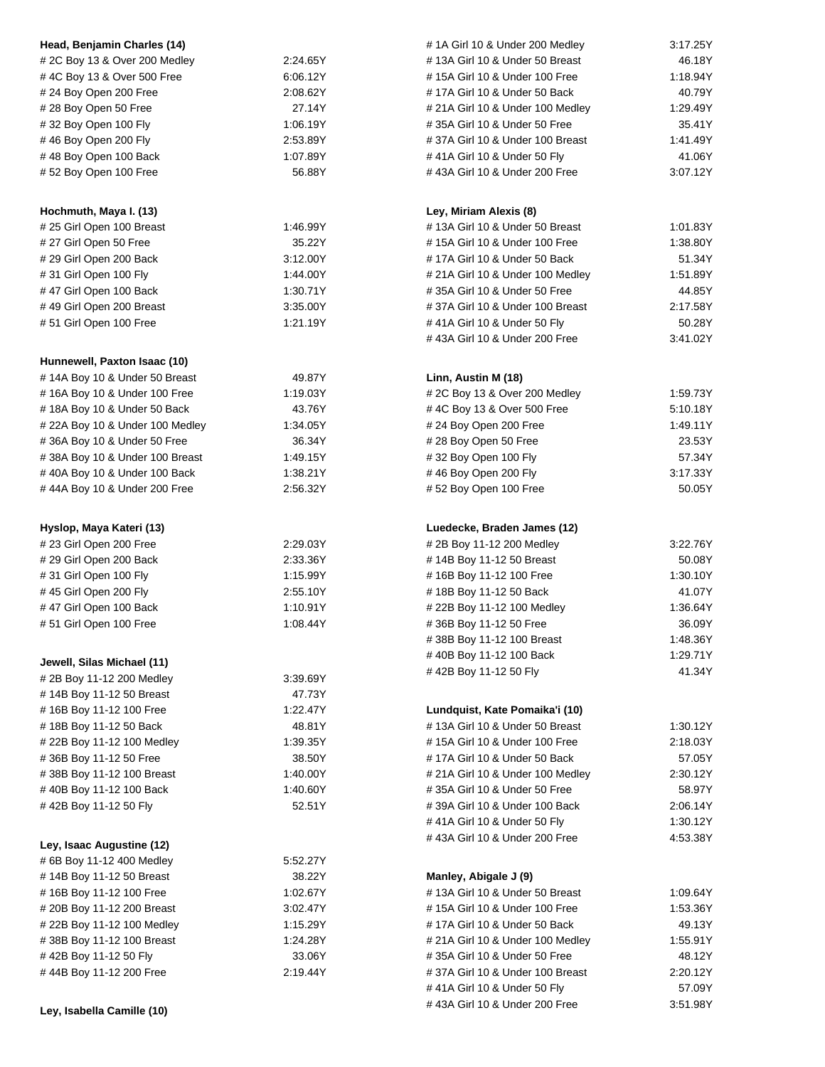**Head, Benjamin Charles (14)**

| | |
|---|---|
| # 2C Boy 13 & Over 200 Medley | 2:24.65Y |
| # 4C Boy 13 & Over 500 Free | 6:06.12Y |
| # 24 Boy Open 200 Free | 2:08.62Y |
| # 28 Boy Open 50 Free | 27.14Y |
| # 32 Boy Open 100 Fly | 1:06.19Y |
| # 46 Boy Open 200 Fly | 2:53.89Y |
| # 48 Boy Open 100 Back | 1:07.89Y |
| # 52 Boy Open 100 Free | 56.88Y |

**Hochmuth, Maya I. (13)**

| | |
|---|---|
| # 25 Girl Open 100 Breast | 1:46.99Y |
| # 27 Girl Open 50 Free | 35.22Y |
| # 29 Girl Open 200 Back | 3:12.00Y |
| # 31 Girl Open 100 Fly | 1:44.00Y |
| # 47 Girl Open 100 Back | 1:30.71Y |
| # 49 Girl Open 200 Breast | 3:35.00Y |
| # 51 Girl Open 100 Free | 1:21.19Y |

**Hunnewell, Paxton Isaac (10)**

| | |
|---|---|
| # 14A Boy 10 & Under 50 Breast | 49.87Y |
| # 16A Boy 10 & Under 100 Free | 1:19.03Y |
| # 18A Boy 10 & Under 50 Back | 43.76Y |
| # 22A Boy 10 & Under 100 Medley | 1:34.05Y |
| # 36A Boy 10 & Under 50 Free | 36.34Y |
| # 38A Boy 10 & Under 100 Breast | 1:49.15Y |
| # 40A Boy 10 & Under 100 Back | 1:38.21Y |
| # 44A Boy 10 & Under 200 Free | 2:56.32Y |

**Hyslop, Maya Kateri (13)**

| | |
|---|---|
| # 23 Girl Open 200 Free | 2:29.03Y |
| # 29 Girl Open 200 Back | 2:33.36Y |
| # 31 Girl Open 100 Fly | 1:15.99Y |
| # 45 Girl Open 200 Fly | 2:55.10Y |
| # 47 Girl Open 100 Back | 1:10.91Y |
| # 51 Girl Open 100 Free | 1:08.44Y |

**Jewell, Silas Michael (11)**

| | |
|---|---|
| # 2B Boy 11-12 200 Medley | 3:39.69Y |
| # 14B Boy 11-12 50 Breast | 47.73Y |
| # 16B Boy 11-12 100 Free | 1:22.47Y |
| # 18B Boy 11-12 50 Back | 48.81Y |
| # 22B Boy 11-12 100 Medley | 1:39.35Y |
| # 36B Boy 11-12 50 Free | 38.50Y |
| # 38B Boy 11-12 100 Breast | 1:40.00Y |
| # 40B Boy 11-12 100 Back | 1:40.60Y |
| # 42B Boy 11-12 50 Fly | 52.51Y |

**Ley, Isaac Augustine (12)**

| | |
|---|---|
| # 6B Boy 11-12 400 Medley | 5:52.27Y |
| # 14B Boy 11-12 50 Breast | 38.22Y |
| # 16B Boy 11-12 100 Free | 1:02.67Y |
| # 20B Boy 11-12 200 Breast | 3:02.47Y |
| # 22B Boy 11-12 100 Medley | 1:15.29Y |
| # 38B Boy 11-12 100 Breast | 1:24.28Y |
| # 42B Boy 11-12 50 Fly | 33.06Y |
| # 44B Boy 11-12 200 Free | 2:19.44Y |

**Ley, Isabella Camille (10)**

| | |
|---|---|
| # 1A Girl 10 & Under 200 Medley | 3:17.25Y |
| # 13A Girl 10 & Under 50 Breast | 46.18Y |
| # 15A Girl 10 & Under 100 Free | 1:18.94Y |
| # 17A Girl 10 & Under 50 Back | 40.79Y |
| # 21A Girl 10 & Under 100 Medley | 1:29.49Y |
| # 35A Girl 10 & Under 50 Free | 35.41Y |
| # 37A Girl 10 & Under 100 Breast | 1:41.49Y |
| # 41A Girl 10 & Under 50 Fly | 41.06Y |
| # 43A Girl 10 & Under 200 Free | 3:07.12Y |

**Ley, Miriam Alexis (8)**

| | |
|---|---|
| # 13A Girl 10 & Under 50 Breast | 1:01.83Y |
| # 15A Girl 10 & Under 100 Free | 1:38.80Y |
| # 17A Girl 10 & Under 50 Back | 51.34Y |
| # 21A Girl 10 & Under 100 Medley | 1:51.89Y |
| # 35A Girl 10 & Under 50 Free | 44.85Y |
| # 37A Girl 10 & Under 100 Breast | 2:17.58Y |
| # 41A Girl 10 & Under 50 Fly | 50.28Y |
| # 43A Girl 10 & Under 200 Free | 3:41.02Y |

**Linn, Austin M (18)**

| | |
|---|---|
| # 2C Boy 13 & Over 200 Medley | 1:59.73Y |
| # 4C Boy 13 & Over 500 Free | 5:10.18Y |
| # 24 Boy Open 200 Free | 1:49.11Y |
| # 28 Boy Open 50 Free | 23.53Y |
| # 32 Boy Open 100 Fly | 57.34Y |
| # 46 Boy Open 200 Fly | 3:17.33Y |
| # 52 Boy Open 100 Free | 50.05Y |

**Luedecke, Braden James (12)**

| | |
|---|---|
| # 2B Boy 11-12 200 Medley | 3:22.76Y |
| # 14B Boy 11-12 50 Breast | 50.08Y |
| # 16B Boy 11-12 100 Free | 1:30.10Y |
| # 18B Boy 11-12 50 Back | 41.07Y |
| # 22B Boy 11-12 100 Medley | 1:36.64Y |
| # 36B Boy 11-12 50 Free | 36.09Y |
| # 38B Boy 11-12 100 Breast | 1:48.36Y |
| # 40B Boy 11-12 100 Back | 1:29.71Y |
| # 42B Boy 11-12 50 Fly | 41.34Y |

**Lundquist, Kate Pomaika'i (10)**

| | |
|---|---|
| # 13A Girl 10 & Under 50 Breast | 1:30.12Y |
| # 15A Girl 10 & Under 100 Free | 2:18.03Y |
| # 17A Girl 10 & Under 50 Back | 57.05Y |
| # 21A Girl 10 & Under 100 Medley | 2:30.12Y |
| # 35A Girl 10 & Under 50 Free | 58.97Y |
| # 39A Girl 10 & Under 100 Back | 2:06.14Y |
| # 41A Girl 10 & Under 50 Fly | 1:30.12Y |
| # 43A Girl 10 & Under 200 Free | 4:53.38Y |

**Manley, Abigale J (9)**

| | |
|---|---|
| # 13A Girl 10 & Under 50 Breast | 1:09.64Y |
| # 15A Girl 10 & Under 100 Free | 1:53.36Y |
| # 17A Girl 10 & Under 50 Back | 49.13Y |
| # 21A Girl 10 & Under 100 Medley | 1:55.91Y |
| # 35A Girl 10 & Under 50 Free | 48.12Y |
| # 37A Girl 10 & Under 100 Breast | 2:20.12Y |
| # 41A Girl 10 & Under 50 Fly | 57.09Y |
| # 43A Girl 10 & Under 200 Free | 3:51.98Y |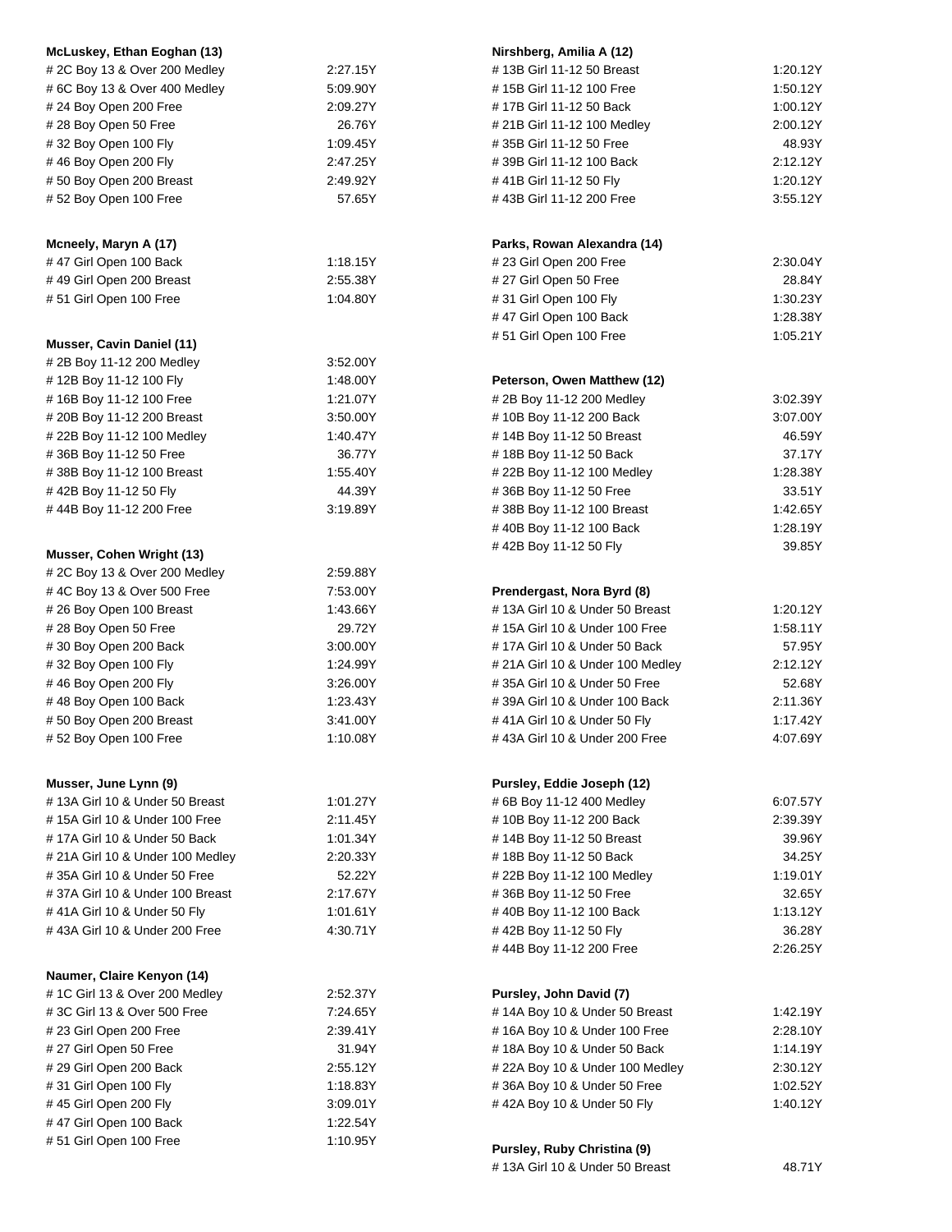**McLuskey, Ethan Eoghan (13)**

| Event | Time |
|---|---|
| # 2C Boy 13 & Over 200 Medley | 2:27.15Y |
| # 6C Boy 13 & Over 400 Medley | 5:09.90Y |
| # 24 Boy Open 200 Free | 2:09.27Y |
| # 28 Boy Open 50 Free | 26.76Y |
| # 32 Boy Open 100 Fly | 1:09.45Y |
| # 46 Boy Open 200 Fly | 2:47.25Y |
| # 50 Boy Open 200 Breast | 2:49.92Y |
| # 52 Boy Open 100 Free | 57.65Y |

**Mcneely, Maryn A (17)**

| Event | Time |
|---|---|
| # 47 Girl Open 100 Back | 1:18.15Y |
| # 49 Girl Open 200 Breast | 2:55.38Y |
| # 51 Girl Open 100 Free | 1:04.80Y |

**Musser, Cavin Daniel (11)**

| Event | Time |
|---|---|
| # 2B Boy 11-12 200 Medley | 3:52.00Y |
| # 12B Boy 11-12 100 Fly | 1:48.00Y |
| # 16B Boy 11-12 100 Free | 1:21.07Y |
| # 20B Boy 11-12 200 Breast | 3:50.00Y |
| # 22B Boy 11-12 100 Medley | 1:40.47Y |
| # 36B Boy 11-12 50 Free | 36.77Y |
| # 38B Boy 11-12 100 Breast | 1:55.40Y |
| # 42B Boy 11-12 50 Fly | 44.39Y |
| # 44B Boy 11-12 200 Free | 3:19.89Y |

**Musser, Cohen Wright (13)**

| Event | Time |
|---|---|
| # 2C Boy 13 & Over 200 Medley | 2:59.88Y |
| # 4C Boy 13 & Over 500 Free | 7:53.00Y |
| # 26 Boy Open 100 Breast | 1:43.66Y |
| # 28 Boy Open 50 Free | 29.72Y |
| # 30 Boy Open 200 Back | 3:00.00Y |
| # 32 Boy Open 100 Fly | 1:24.99Y |
| # 46 Boy Open 200 Fly | 3:26.00Y |
| # 48 Boy Open 100 Back | 1:23.43Y |
| # 50 Boy Open 200 Breast | 3:41.00Y |
| # 52 Boy Open 100 Free | 1:10.08Y |

**Musser, June Lynn (9)**

| Event | Time |
|---|---|
| # 13A Girl 10 & Under 50 Breast | 1:01.27Y |
| # 15A Girl 10 & Under 100 Free | 2:11.45Y |
| # 17A Girl 10 & Under 50 Back | 1:01.34Y |
| # 21A Girl 10 & Under 100 Medley | 2:20.33Y |
| # 35A Girl 10 & Under 50 Free | 52.22Y |
| # 37A Girl 10 & Under 100 Breast | 2:17.67Y |
| # 41A Girl 10 & Under 50 Fly | 1:01.61Y |
| # 43A Girl 10 & Under 200 Free | 4:30.71Y |

**Naumer, Claire Kenyon (14)**

| Event | Time |
|---|---|
| # 1C Girl 13 & Over 200 Medley | 2:52.37Y |
| # 3C Girl 13 & Over 500 Free | 7:24.65Y |
| # 23 Girl Open 200 Free | 2:39.41Y |
| # 27 Girl Open 50 Free | 31.94Y |
| # 29 Girl Open 200 Back | 2:55.12Y |
| # 31 Girl Open 100 Fly | 1:18.83Y |
| # 45 Girl Open 200 Fly | 3:09.01Y |
| # 47 Girl Open 100 Back | 1:22.54Y |
| # 51 Girl Open 100 Free | 1:10.95Y |

**Nirshberg, Amilia A (12)**

| Event | Time |
|---|---|
| # 13B Girl 11-12 50 Breast | 1:20.12Y |
| # 15B Girl 11-12 100 Free | 1:50.12Y |
| # 17B Girl 11-12 50 Back | 1:00.12Y |
| # 21B Girl 11-12 100 Medley | 2:00.12Y |
| # 35B Girl 11-12 50 Free | 48.93Y |
| # 39B Girl 11-12 100 Back | 2:12.12Y |
| # 41B Girl 11-12 50 Fly | 1:20.12Y |
| # 43B Girl 11-12 200 Free | 3:55.12Y |

**Parks, Rowan Alexandra (14)**

| Event | Time |
|---|---|
| # 23 Girl Open 200 Free | 2:30.04Y |
| # 27 Girl Open 50 Free | 28.84Y |
| # 31 Girl Open 100 Fly | 1:30.23Y |
| # 47 Girl Open 100 Back | 1:28.38Y |
| # 51 Girl Open 100 Free | 1:05.21Y |

**Peterson, Owen Matthew (12)**

| Event | Time |
|---|---|
| # 2B Boy 11-12 200 Medley | 3:02.39Y |
| # 10B Boy 11-12 200 Back | 3:07.00Y |
| # 14B Boy 11-12 50 Breast | 46.59Y |
| # 18B Boy 11-12 50 Back | 37.17Y |
| # 22B Boy 11-12 100 Medley | 1:28.38Y |
| # 36B Boy 11-12 50 Free | 33.51Y |
| # 38B Boy 11-12 100 Breast | 1:42.65Y |
| # 40B Boy 11-12 100 Back | 1:28.19Y |
| # 42B Boy 11-12 50 Fly | 39.85Y |

**Prendergast, Nora Byrd (8)**

| Event | Time |
|---|---|
| # 13A Girl 10 & Under 50 Breast | 1:20.12Y |
| # 15A Girl 10 & Under 100 Free | 1:58.11Y |
| # 17A Girl 10 & Under 50 Back | 57.95Y |
| # 21A Girl 10 & Under 100 Medley | 2:12.12Y |
| # 35A Girl 10 & Under 50 Free | 52.68Y |
| # 39A Girl 10 & Under 100 Back | 2:11.36Y |
| # 41A Girl 10 & Under 50 Fly | 1:17.42Y |
| # 43A Girl 10 & Under 200 Free | 4:07.69Y |

**Pursley, Eddie Joseph (12)**

| Event | Time |
|---|---|
| # 6B Boy 11-12 400 Medley | 6:07.57Y |
| # 10B Boy 11-12 200 Back | 2:39.39Y |
| # 14B Boy 11-12 50 Breast | 39.96Y |
| # 18B Boy 11-12 50 Back | 34.25Y |
| # 22B Boy 11-12 100 Medley | 1:19.01Y |
| # 36B Boy 11-12 50 Free | 32.65Y |
| # 40B Boy 11-12 100 Back | 1:13.12Y |
| # 42B Boy 11-12 50 Fly | 36.28Y |
| # 44B Boy 11-12 200 Free | 2:26.25Y |

**Pursley, John David (7)**

| Event | Time |
|---|---|
| # 14A Boy 10 & Under 50 Breast | 1:42.19Y |
| # 16A Boy 10 & Under 100 Free | 2:28.10Y |
| # 18A Boy 10 & Under 50 Back | 1:14.19Y |
| # 22A Boy 10 & Under 100 Medley | 2:30.12Y |
| # 36A Boy 10 & Under 50 Free | 1:02.52Y |
| # 42A Boy 10 & Under 50 Fly | 1:40.12Y |

**Pursley, Ruby Christina (9)**

| Event | Time |
|---|---|
| # 13A Girl 10 & Under 50 Breast | 48.71Y |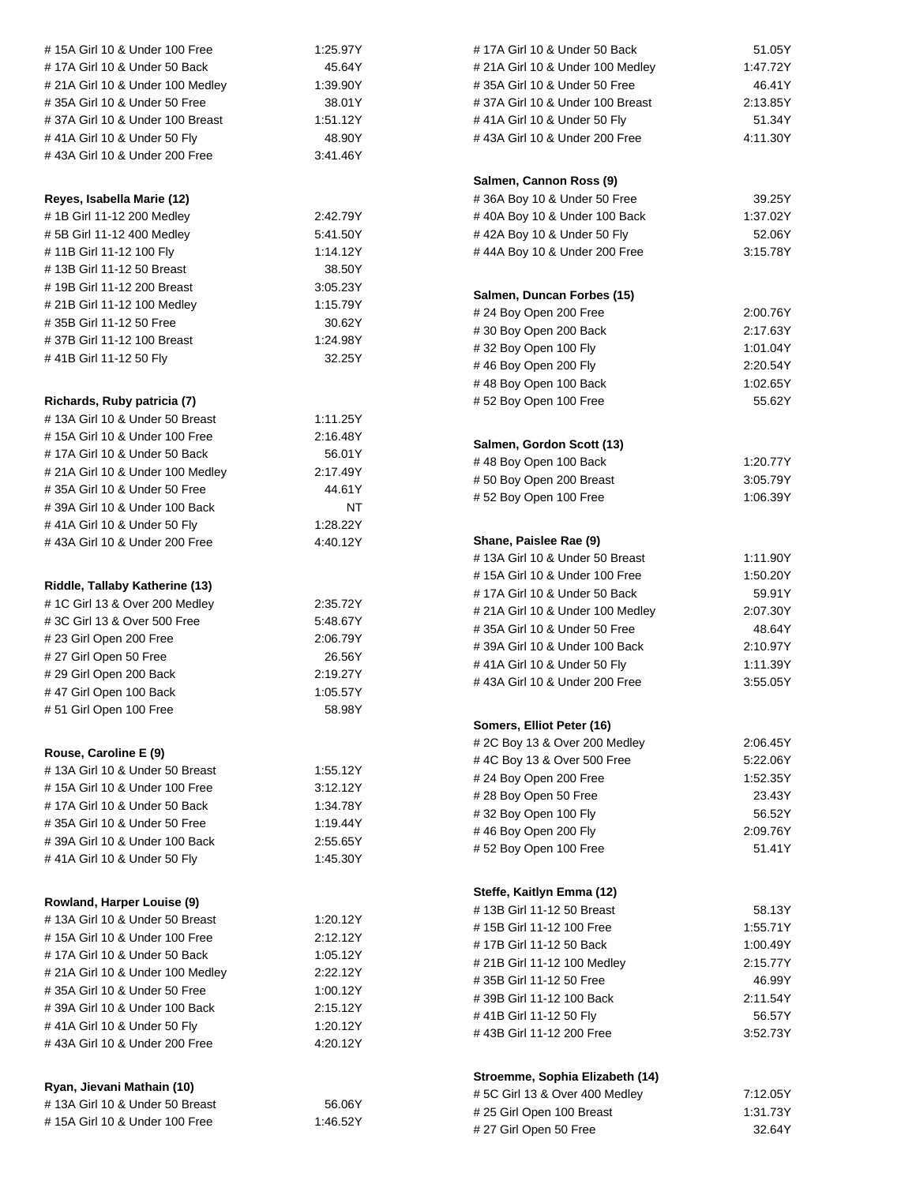| | |
|---|---|
| # 15A Girl 10 & Under 100 Free | 1:25.97Y |
| # 17A Girl 10 & Under 50 Back | 45.64Y |
| # 21A Girl 10 & Under 100 Medley | 1:39.90Y |
| # 35A Girl 10 & Under 50 Free | 38.01Y |
| # 37A Girl 10 & Under 100 Breast | 1:51.12Y |
| # 41A Girl 10 & Under 50 Fly | 48.90Y |
| # 43A Girl 10 & Under 200 Free | 3:41.46Y |

**Reyes, Isabella Marie (12)**

| | |
|---|---|
| # 1B Girl 11-12 200 Medley | 2:42.79Y |
| # 5B Girl 11-12 400 Medley | 5:41.50Y |
| # 11B Girl 11-12 100 Fly | 1:14.12Y |
| # 13B Girl 11-12 50 Breast | 38.50Y |
| # 19B Girl 11-12 200 Breast | 3:05.23Y |
| # 21B Girl 11-12 100 Medley | 1:15.79Y |
| # 35B Girl 11-12 50 Free | 30.62Y |
| # 37B Girl 11-12 100 Breast | 1:24.98Y |
| # 41B Girl 11-12 50 Fly | 32.25Y |

**Richards, Ruby patricia (7)**

| | |
|---|---|
| # 13A Girl 10 & Under 50 Breast | 1:11.25Y |
| # 15A Girl 10 & Under 100 Free | 2:16.48Y |
| # 17A Girl 10 & Under 50 Back | 56.01Y |
| # 21A Girl 10 & Under 100 Medley | 2:17.49Y |
| # 35A Girl 10 & Under 50 Free | 44.61Y |
| # 39A Girl 10 & Under 100 Back | NT |
| # 41A Girl 10 & Under 50 Fly | 1:28.22Y |
| # 43A Girl 10 & Under 200 Free | 4:40.12Y |

**Riddle, Tallaby Katherine (13)**

| | |
|---|---|
| # 1C Girl 13 & Over 200 Medley | 2:35.72Y |
| # 3C Girl 13 & Over 500 Free | 5:48.67Y |
| # 23 Girl Open 200 Free | 2:06.79Y |
| # 27 Girl Open 50 Free | 26.56Y |
| # 29 Girl Open 200 Back | 2:19.27Y |
| # 47 Girl Open 100 Back | 1:05.57Y |
| # 51 Girl Open 100 Free | 58.98Y |

**Rouse, Caroline E (9)**

| | |
|---|---|
| # 13A Girl 10 & Under 50 Breast | 1:55.12Y |
| # 15A Girl 10 & Under 100 Free | 3:12.12Y |
| # 17A Girl 10 & Under 50 Back | 1:34.78Y |
| # 35A Girl 10 & Under 50 Free | 1:19.44Y |
| # 39A Girl 10 & Under 100 Back | 2:55.65Y |
| # 41A Girl 10 & Under 50 Fly | 1:45.30Y |

**Rowland, Harper Louise (9)**

| | |
|---|---|
| # 13A Girl 10 & Under 50 Breast | 1:20.12Y |
| # 15A Girl 10 & Under 100 Free | 2:12.12Y |
| # 17A Girl 10 & Under 50 Back | 1:05.12Y |
| # 21A Girl 10 & Under 100 Medley | 2:22.12Y |
| # 35A Girl 10 & Under 50 Free | 1:00.12Y |
| # 39A Girl 10 & Under 100 Back | 2:15.12Y |
| # 41A Girl 10 & Under 50 Fly | 1:20.12Y |
| # 43A Girl 10 & Under 200 Free | 4:20.12Y |

**Ryan, Jievani Mathain (10)**

| | |
|---|---|
| # 13A Girl 10 & Under 50 Breast | 56.06Y |
| # 15A Girl 10 & Under 100 Free | 1:46.52Y |
| # 17A Girl 10 & Under 50 Back | 51.05Y |
| # 21A Girl 10 & Under 100 Medley | 1:47.72Y |
| # 35A Girl 10 & Under 50 Free | 46.41Y |
| # 37A Girl 10 & Under 100 Breast | 2:13.85Y |
| # 41A Girl 10 & Under 50 Fly | 51.34Y |
| # 43A Girl 10 & Under 200 Free | 4:11.30Y |

**Salmen, Cannon Ross (9)**

| | |
|---|---|
| # 36A Boy 10 & Under 50 Free | 39.25Y |
| # 40A Boy 10 & Under 100 Back | 1:37.02Y |
| # 42A Boy 10 & Under 50 Fly | 52.06Y |
| # 44A Boy 10 & Under 200 Free | 3:15.78Y |

**Salmen, Duncan Forbes (15)**

| | |
|---|---|
| # 24 Boy Open 200 Free | 2:00.76Y |
| # 30 Boy Open 200 Back | 2:17.63Y |
| # 32 Boy Open 100 Fly | 1:01.04Y |
| # 46 Boy Open 200 Fly | 2:20.54Y |
| # 48 Boy Open 100 Back | 1:02.65Y |
| # 52 Boy Open 100 Free | 55.62Y |

**Salmen, Gordon Scott (13)**

| | |
|---|---|
| # 48 Boy Open 100 Back | 1:20.77Y |
| # 50 Boy Open 200 Breast | 3:05.79Y |
| # 52 Boy Open 100 Free | 1:06.39Y |

**Shane, Paislee Rae (9)**

| | |
|---|---|
| # 13A Girl 10 & Under 50 Breast | 1:11.90Y |
| # 15A Girl 10 & Under 100 Free | 1:50.20Y |
| # 17A Girl 10 & Under 50 Back | 59.91Y |
| # 21A Girl 10 & Under 100 Medley | 2:07.30Y |
| # 35A Girl 10 & Under 50 Free | 48.64Y |
| # 39A Girl 10 & Under 100 Back | 2:10.97Y |
| # 41A Girl 10 & Under 50 Fly | 1:11.39Y |
| # 43A Girl 10 & Under 200 Free | 3:55.05Y |

**Somers, Elliot Peter (16)**

| | |
|---|---|
| # 2C Boy 13 & Over 200 Medley | 2:06.45Y |
| # 4C Boy 13 & Over 500 Free | 5:22.06Y |
| # 24 Boy Open 200 Free | 1:52.35Y |
| # 28 Boy Open 50 Free | 23.43Y |
| # 32 Boy Open 100 Fly | 56.52Y |
| # 46 Boy Open 200 Fly | 2:09.76Y |
| # 52 Boy Open 100 Free | 51.41Y |

**Steffe, Kaitlyn Emma (12)**

| | |
|---|---|
| # 13B Girl 11-12 50 Breast | 58.13Y |
| # 15B Girl 11-12 100 Free | 1:55.71Y |
| # 17B Girl 11-12 50 Back | 1:00.49Y |
| # 21B Girl 11-12 100 Medley | 2:15.77Y |
| # 35B Girl 11-12 50 Free | 46.99Y |
| # 39B Girl 11-12 100 Back | 2:11.54Y |
| # 41B Girl 11-12 50 Fly | 56.57Y |
| # 43B Girl 11-12 200 Free | 3:52.73Y |

**Stroemme, Sophia Elizabeth (14)**

| | |
|---|---|
| # 5C Girl 13 & Over 400 Medley | 7:12.05Y |
| # 25 Girl Open 100 Breast | 1:31.73Y |
| # 27 Girl Open 50 Free | 32.64Y |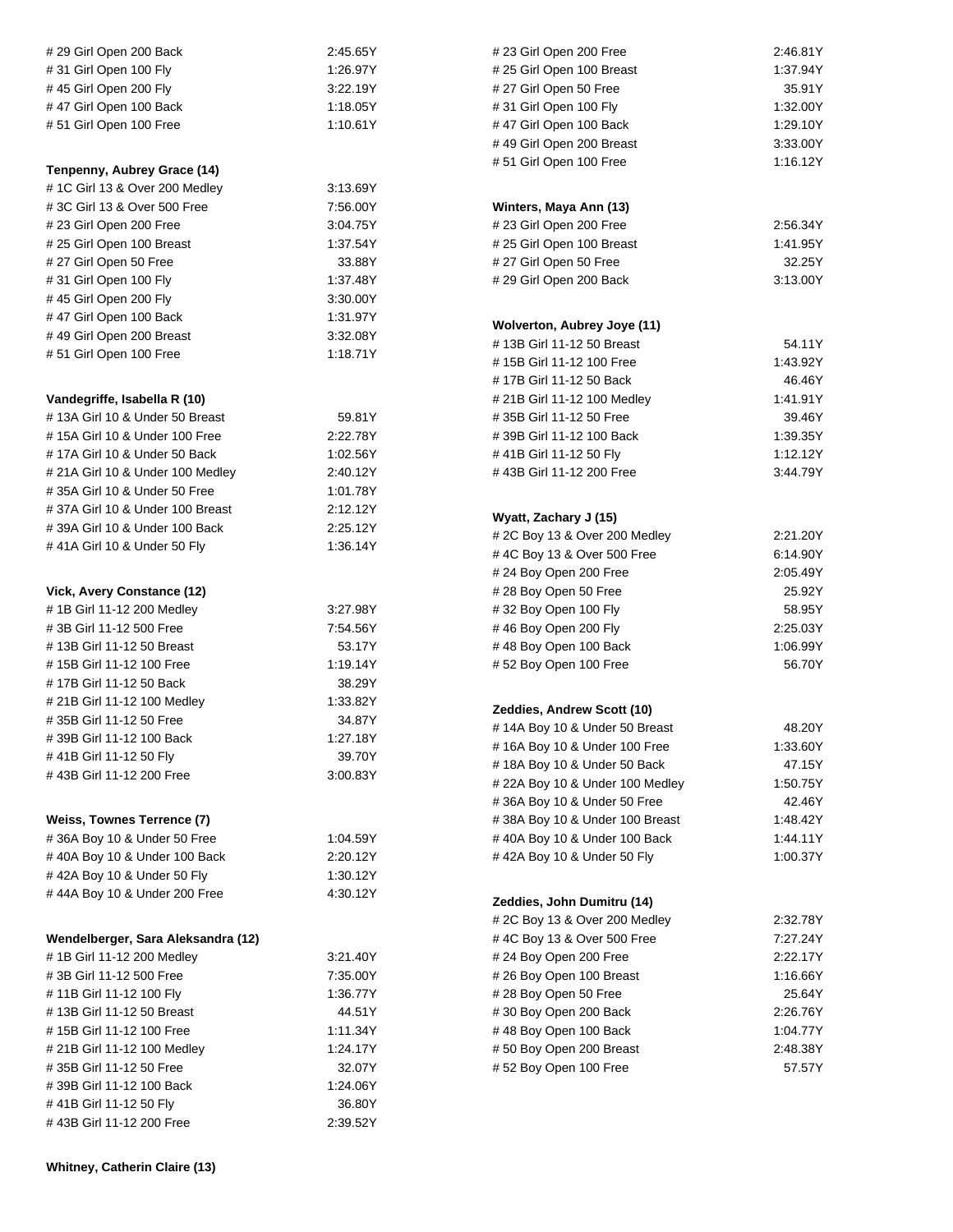# 29 Girl Open 200 Back 2:45.65Y
# 31 Girl Open 100 Fly 1:26.97Y
# 45 Girl Open 200 Fly 3:22.19Y
# 47 Girl Open 100 Back 1:18.05Y
# 51 Girl Open 100 Free 1:10.61Y

**Tenpenny, Aubrey Grace (14)**

| Event | Time |
|---|---|
| # 1C Girl 13 & Over 200 Medley | 3:13.69Y |
| # 3C Girl 13 & Over 500 Free | 7:56.00Y |
| # 23 Girl Open 200 Free | 3:04.75Y |
| # 25 Girl Open 100 Breast | 1:37.54Y |
| # 27 Girl Open 50 Free | 33.88Y |
| # 31 Girl Open 100 Fly | 1:37.48Y |
| # 45 Girl Open 200 Fly | 3:30.00Y |
| # 47 Girl Open 100 Back | 1:31.97Y |
| # 49 Girl Open 200 Breast | 3:32.08Y |
| # 51 Girl Open 100 Free | 1:18.71Y |

**Vandegriffe, Isabella R (10)**

| Event | Time |
|---|---|
| # 13A Girl 10 & Under 50 Breast | 59.81Y |
| # 15A Girl 10 & Under 100 Free | 2:22.78Y |
| # 17A Girl 10 & Under 50 Back | 1:02.56Y |
| # 21A Girl 10 & Under 100 Medley | 2:40.12Y |
| # 35A Girl 10 & Under 50 Free | 1:01.78Y |
| # 37A Girl 10 & Under 100 Breast | 2:12.12Y |
| # 39A Girl 10 & Under 100 Back | 2:25.12Y |
| # 41A Girl 10 & Under 50 Fly | 1:36.14Y |

**Vick, Avery Constance (12)**

| Event | Time |
|---|---|
| # 1B Girl 11-12 200 Medley | 3:27.98Y |
| # 3B Girl 11-12 500 Free | 7:54.56Y |
| # 13B Girl 11-12 50 Breast | 53.17Y |
| # 15B Girl 11-12 100 Free | 1:19.14Y |
| # 17B Girl 11-12 50 Back | 38.29Y |
| # 21B Girl 11-12 100 Medley | 1:33.82Y |
| # 35B Girl 11-12 50 Free | 34.87Y |
| # 39B Girl 11-12 100 Back | 1:27.18Y |
| # 41B Girl 11-12 50 Fly | 39.70Y |
| # 43B Girl 11-12 200 Free | 3:00.83Y |

**Weiss, Townes Terrence (7)**

| Event | Time |
|---|---|
| # 36A Boy 10 & Under 50 Free | 1:04.59Y |
| # 40A Boy 10 & Under 100 Back | 2:20.12Y |
| # 42A Boy 10 & Under 50 Fly | 1:30.12Y |
| # 44A Boy 10 & Under 200 Free | 4:30.12Y |

**Wendelberger, Sara Aleksandra (12)**

| Event | Time |
|---|---|
| # 1B Girl 11-12 200 Medley | 3:21.40Y |
| # 3B Girl 11-12 500 Free | 7:35.00Y |
| # 11B Girl 11-12 100 Fly | 1:36.77Y |
| # 13B Girl 11-12 50 Breast | 44.51Y |
| # 15B Girl 11-12 100 Free | 1:11.34Y |
| # 21B Girl 11-12 100 Medley | 1:24.17Y |
| # 35B Girl 11-12 50 Free | 32.07Y |
| # 39B Girl 11-12 100 Back | 1:24.06Y |
| # 41B Girl 11-12 50 Fly | 36.80Y |
| # 43B Girl 11-12 200 Free | 2:39.52Y |

**Whitney, Catherin Claire (13)**

| Event | Time |
|---|---|
| # 23 Girl Open 200 Free | 2:46.81Y |
| # 25 Girl Open 100 Breast | 1:37.94Y |
| # 27 Girl Open 50 Free | 35.91Y |
| # 31 Girl Open 100 Fly | 1:32.00Y |
| # 47 Girl Open 100 Back | 1:29.10Y |
| # 49 Girl Open 200 Breast | 3:33.00Y |
| # 51 Girl Open 100 Free | 1:16.12Y |

**Winters, Maya Ann (13)**

| Event | Time |
|---|---|
| # 23 Girl Open 200 Free | 2:56.34Y |
| # 25 Girl Open 100 Breast | 1:41.95Y |
| # 27 Girl Open 50 Free | 32.25Y |
| # 29 Girl Open 200 Back | 3:13.00Y |

**Wolverton, Aubrey Joye (11)**

| Event | Time |
|---|---|
| # 13B Girl 11-12 50 Breast | 54.11Y |
| # 15B Girl 11-12 100 Free | 1:43.92Y |
| # 17B Girl 11-12 50 Back | 46.46Y |
| # 21B Girl 11-12 100 Medley | 1:41.91Y |
| # 35B Girl 11-12 50 Free | 39.46Y |
| # 39B Girl 11-12 100 Back | 1:39.35Y |
| # 41B Girl 11-12 50 Fly | 1:12.12Y |
| # 43B Girl 11-12 200 Free | 3:44.79Y |

**Wyatt, Zachary J (15)**

| Event | Time |
|---|---|
| # 2C Boy 13 & Over 200 Medley | 2:21.20Y |
| # 4C Boy 13 & Over 500 Free | 6:14.90Y |
| # 24 Boy Open 200 Free | 2:05.49Y |
| # 28 Boy Open 50 Free | 25.92Y |
| # 32 Boy Open 100 Fly | 58.95Y |
| # 46 Boy Open 200 Fly | 2:25.03Y |
| # 48 Boy Open 100 Back | 1:06.99Y |
| # 52 Boy Open 100 Free | 56.70Y |

**Zeddies, Andrew Scott (10)**

| Event | Time |
|---|---|
| # 14A Boy 10 & Under 50 Breast | 48.20Y |
| # 16A Boy 10 & Under 100 Free | 1:33.60Y |
| # 18A Boy 10 & Under 50 Back | 47.15Y |
| # 22A Boy 10 & Under 100 Medley | 1:50.75Y |
| # 36A Boy 10 & Under 50 Free | 42.46Y |
| # 38A Boy 10 & Under 100 Breast | 1:48.42Y |
| # 40A Boy 10 & Under 100 Back | 1:44.11Y |
| # 42A Boy 10 & Under 50 Fly | 1:00.37Y |

**Zeddies, John Dumitru (14)**

| Event | Time |
|---|---|
| # 2C Boy 13 & Over 200 Medley | 2:32.78Y |
| # 4C Boy 13 & Over 500 Free | 7:27.24Y |
| # 24 Boy Open 200 Free | 2:22.17Y |
| # 26 Boy Open 100 Breast | 1:16.66Y |
| # 28 Boy Open 50 Free | 25.64Y |
| # 30 Boy Open 200 Back | 2:26.76Y |
| # 48 Boy Open 100 Back | 1:04.77Y |
| # 50 Boy Open 200 Breast | 2:48.38Y |
| # 52 Boy Open 100 Free | 57.57Y |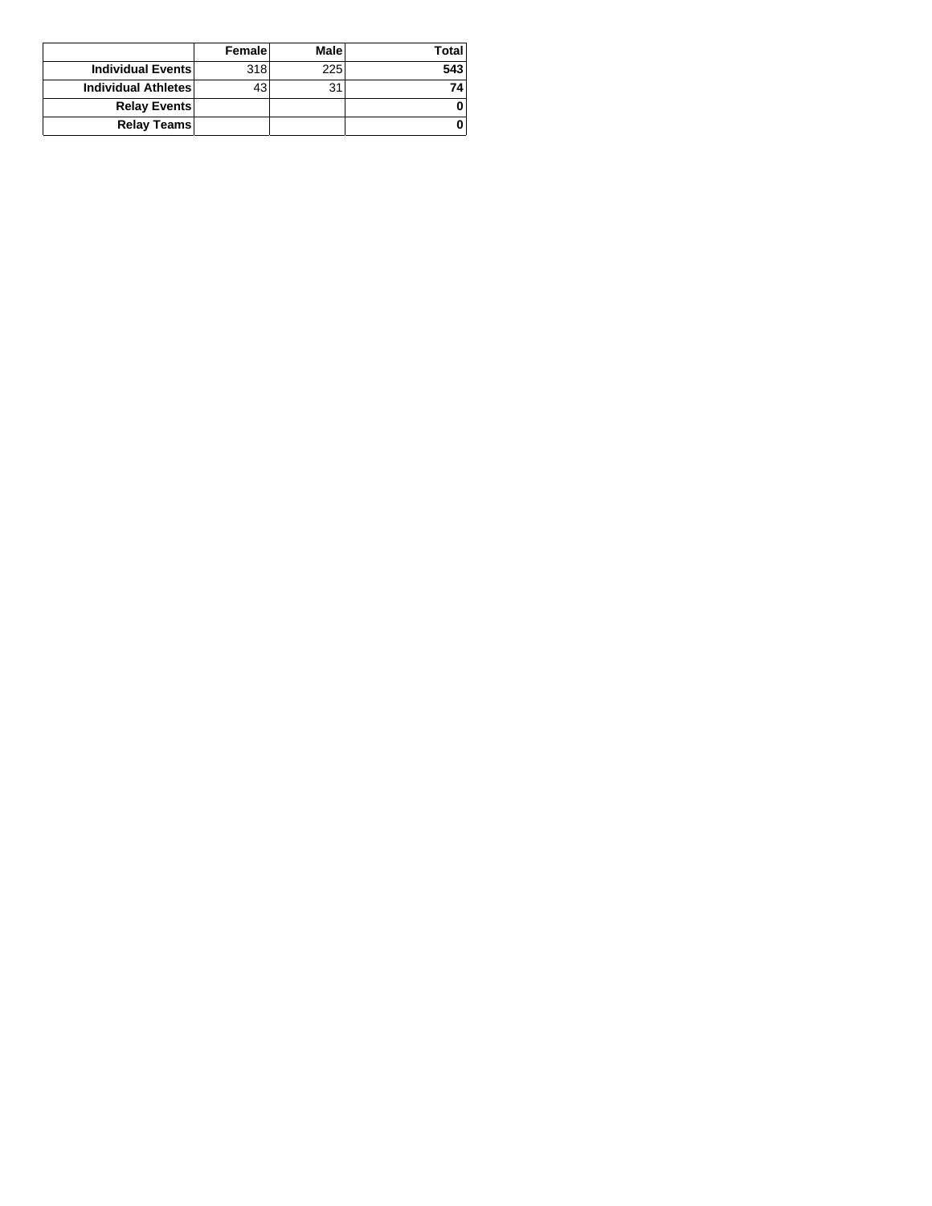| | Female | Male | Total |
|---|---|---|---|
| **Individual Events** | 318 | 225 | **543** |
| **Individual Athletes** | 43 | 31 | **74** |
| **Relay Events** | | | **0** |
| **Relay Teams** | | | **0** |